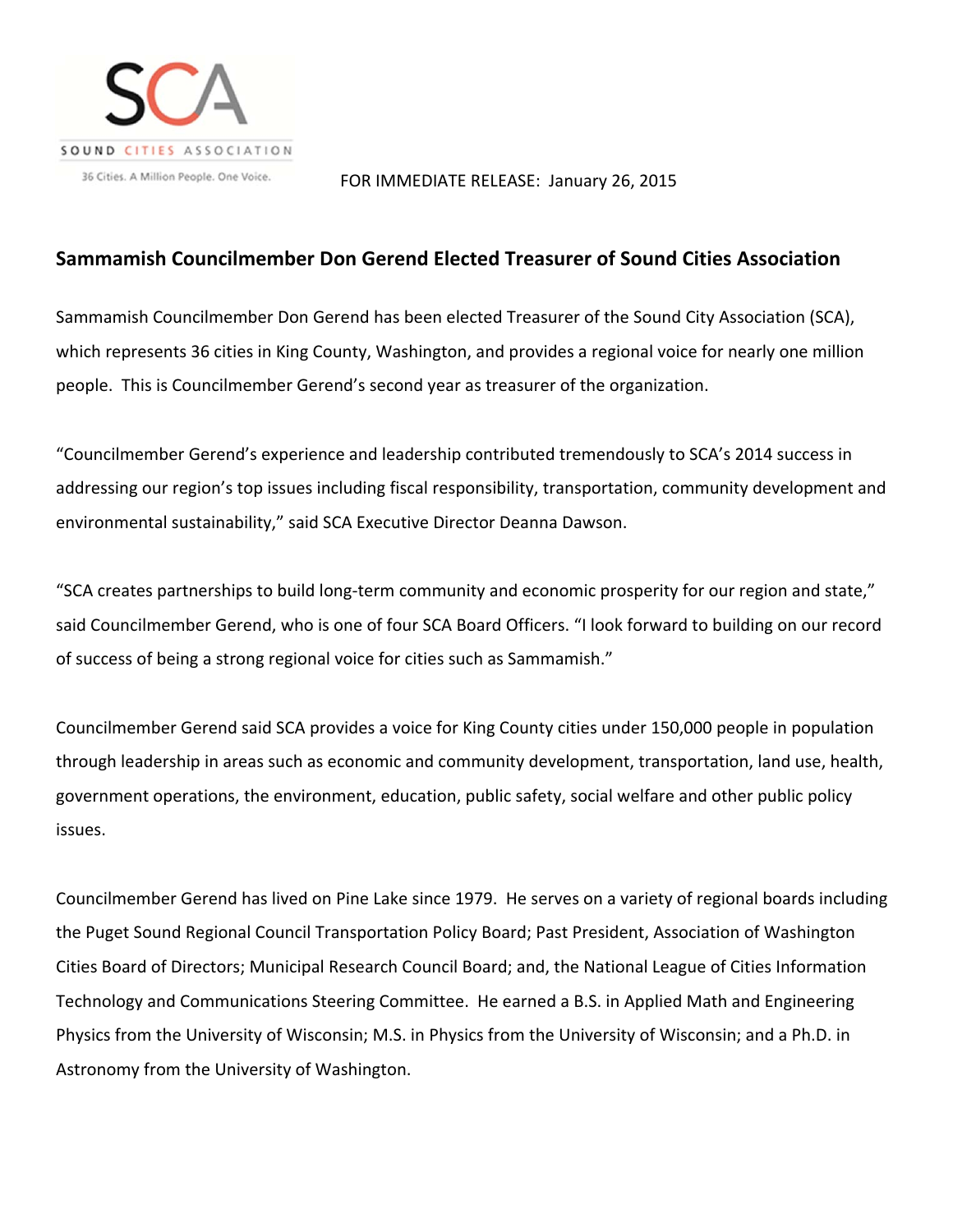SCA

SOUND CITIES ASSOCIATION

36 Cities. A Million People. One Voice.

FOR IMMEDIATE RELEASE: January 26, 2015

## Sammamish Councilmember Don Gerend Elected Treasurer of Sound Cities Association

Sammamish Councilmember Don Gerend has been elected Treasurer of the Sound City Association (SCA), which represents 36 cities in King County, Washington, and provides a regional voice for nearly one million people. This is Councilmember Gerend's second year as treasurer of the organization.

"Councilmember Gerend's experience and leadership contributed tremendously to SCA's 2014 success in addressing our region's top issues including fiscal responsibility, transportation, community development and environmental sustainability," said SCA Executive Director Deanna Dawson.

"SCA creates partnerships to build long-term community and economic prosperity for our region and state," said Councilmember Gerend, who is one of four SCA Board Officers. "I look forward to building on our record of success of being a strong regional voice for cities such as Sammamish."

Councilmember Gerend said SCA provides a voice for King County cities under 150,000 people in population through leadership in areas such as economic and community development, transportation, land use, health, government operations, the environment, education, public safety, social welfare and other public policy issues.

Councilmember Gerend has lived on Pine Lake since 1979. He serves on a variety of regional boards including the Puget Sound Regional Council Transportation Policy Board; Past President, Association of Washington Cities Board of Directors; Municipal Research Council Board; and, the National League of Cities Information Technology and Communications Steering Committee. He earned a B.S. in Applied Math and Engineering Physics from the University of Wisconsin; M.S. in Physics from the University of Wisconsin; and a Ph.D. in Astronomy from the University of Washington.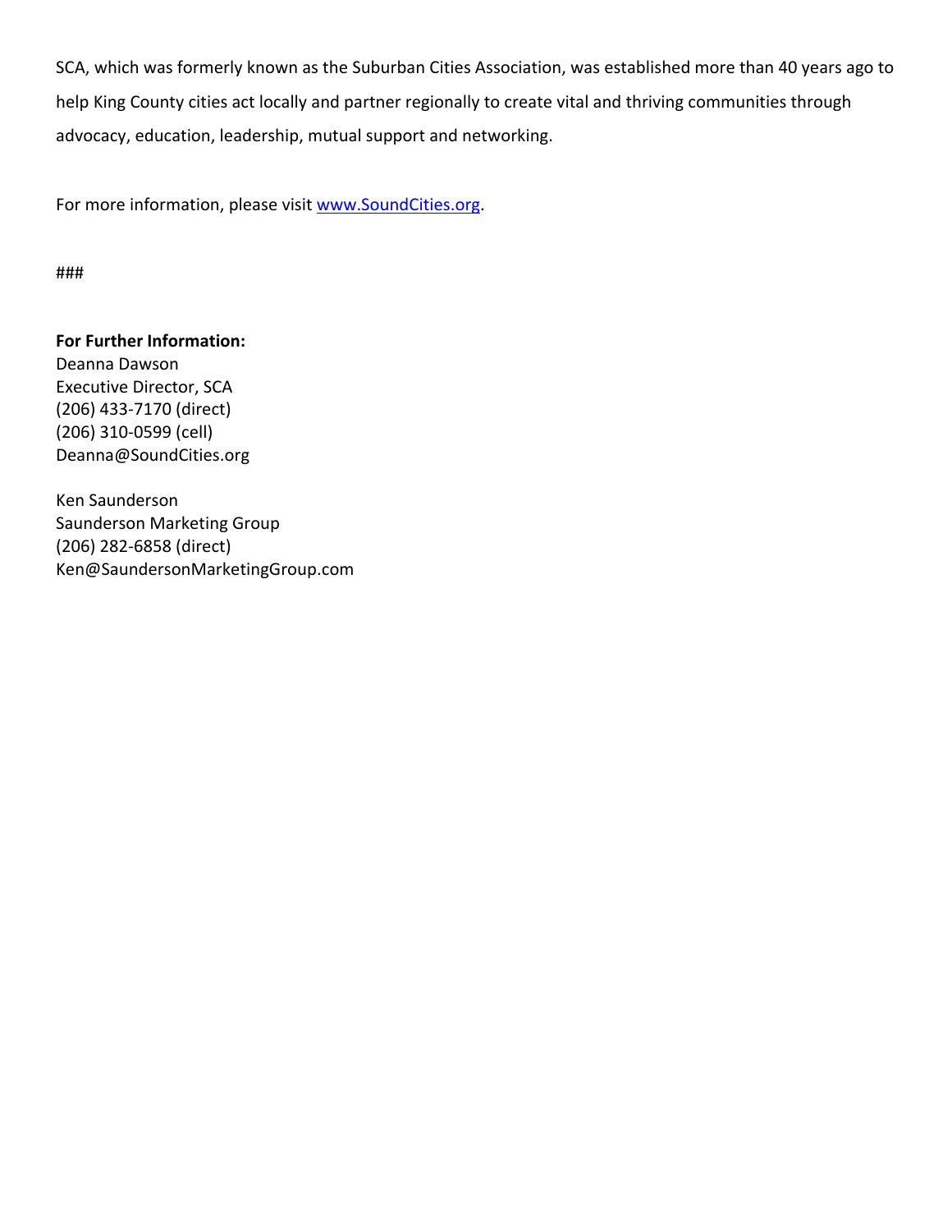SCA, which was formerly known as the Suburban Cities Association, was established more than 40 years ago to help King County cities act locally and partner regionally to create vital and thriving communities through advocacy, education, leadership, mutual support and networking.

For more information, please visit [www.SoundCities.org](http://www.SoundCities.org).

###

**For Further Information:**
Deanna Dawson
Executive Director, SCA
(206) 433-7170 (direct)
(206) 310-0599 (cell)
Deanna@SoundCities.org

Ken Saunderson
Saunderson Marketing Group
(206) 282-6858 (direct)
Ken@SaundersonMarketingGroup.com